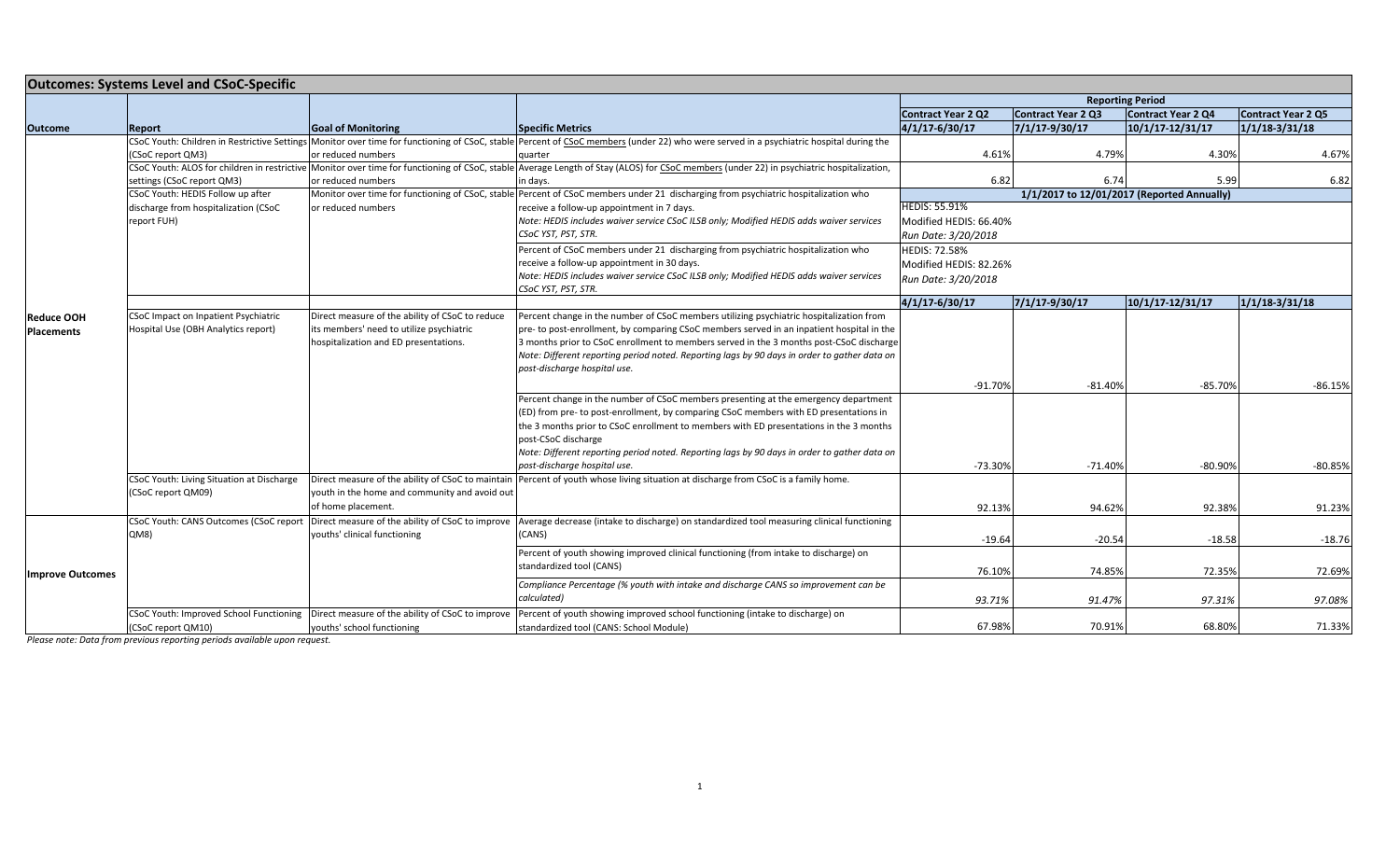## Outcomes: Systems Level and CSoC-Specific

| Outcome | Report | Goal of Monitoring | Specific Metrics | Reporting Period | | | |
|---|---|---|---|---|---|---|---|
| | | | | Contract Year 2 Q2 | Contract Year 2 Q3 | Contract Year 2 Q4 | Contract Year 2 Q5 |
| | | | | 4/1/17-6/30/17 | 7/1/17-9/30/17 | 10/1/17-12/31/17 | 1/1/18-3/31/18 |
| Reduce OOH Placements | CSoC Youth: Children in Restrictive Settings (CSoC report QM3) | Monitor over time for functioning of CSoC, stable or reduced numbers | Percent of CSoC members (under 22) who were served in a psychiatric hospital during the quarter | 4.61% | 4.79% | 4.30% | 4.67% |
| | CSoC Youth: ALOS for children in restrictive settings (CSoC report QM3) | Monitor over time for functioning of CSoC, stable or reduced numbers | Average Length of Stay (ALOS) for CSoC members (under 22) in psychiatric hospitalization, in days. | 6.82 | 6.74 | 5.99 | 6.82 |
| | CSoC Youth: HEDIS Follow up after discharge from hospitalization (CSoC report FUH) | Monitor over time for functioning of CSoC, stable or reduced numbers | | 1/1/2017 to 12/01/2017 (Reported Annually) | | | |
| | | | Percent of CSoC members under 21 discharging from psychiatric hospitalization who receive a follow-up appointment in 7 days. *Note: HEDIS includes waiver service CSoC ILSB only; Modified HEDIS adds waiver services CSoC YST, PST, STR.* | HEDIS: 55.91% Modified HEDIS: 66.40% *Run Date: 3/20/2018* | | | |
| | | | Percent of CSoC members under 21 discharging from psychiatric hospitalization who receive a follow-up appointment in 30 days. *Note: HEDIS includes waiver service CSoC ILSB only; Modified HEDIS adds waiver services CSoC YST, PST, STR.* | HEDIS: 72.58% Modified HEDIS: 82.26% *Run Date: 3/20/2018* | | | |
| | | | | 4/1/17-6/30/17 | 7/1/17-9/30/17 | 10/1/17-12/31/17 | 1/1/18-3/31/18 |
| | CSoC Impact on Inpatient Psychiatric Hospital Use (OBH Analytics report) | Direct measure of the ability of CSoC to reduce its members' need to utilize psychiatric hospitalization and ED presentations. | Percent change in the number of CSoC members utilizing psychiatric hospitalization from pre- to post-enrollment, by comparing CSoC members served in an inpatient hospital in the 3 months prior to CSoC enrollment to members served in the 3 months post-CSoC discharge *Note: Different reporting period noted. Reporting lags by 90 days in order to gather data on post-discharge hospital use.* | -91.70% | -81.40% | -85.70% | -86.15% |
| | | | Percent change in the number of CSoC members presenting at the emergency department (ED) from pre- to post-enrollment, by comparing CSoC members with ED presentations in the 3 months prior to CSoC enrollment to members with ED presentations in the 3 months post-CSoC discharge *Note: Different reporting period noted. Reporting lags by 90 days in order to gather data on post-discharge hospital use.* | -73.30% | -71.40% | -80.90% | -80.85% |
| | CSoC Youth: Living Situation at Discharge (CSoC report QM09) | Direct measure of the ability of CSoC to maintain youth in the home and community and avoid out of home placement. | Percent of youth whose living situation at discharge from CSoC is a family home. | 92.13% | 94.62% | 92.38% | 91.23% |
| Improve Outcomes | CSoC Youth: CANS Outcomes (CSoC report QM8) | Direct measure of the ability of CSoC to improve youths' clinical functioning | Average decrease (intake to discharge) on standardized tool measuring clinical functioning (CANS) | -19.64 | -20.54 | -18.58 | -18.76 |
| | | | Percent of youth showing improved clinical functioning (from intake to discharge) on standardized tool (CANS) | 76.10% | 74.85% | 72.35% | 72.69% |
| | | | *Compliance Percentage (% youth with intake and discharge CANS so improvement can be calculated)* | *93.71%* | *91.47%* | *97.31%* | *97.08%* |
| | CSoC Youth: Improved School Functioning (CSoC report QM10) | Direct measure of the ability of CSoC to improve youths' school functioning | Percent of youth showing improved school functioning (intake to discharge) on standardized tool (CANS: School Module) | 67.98% | 70.91% | 68.80% | 71.33% |

*Please note: Data from previous reporting periods available upon request.*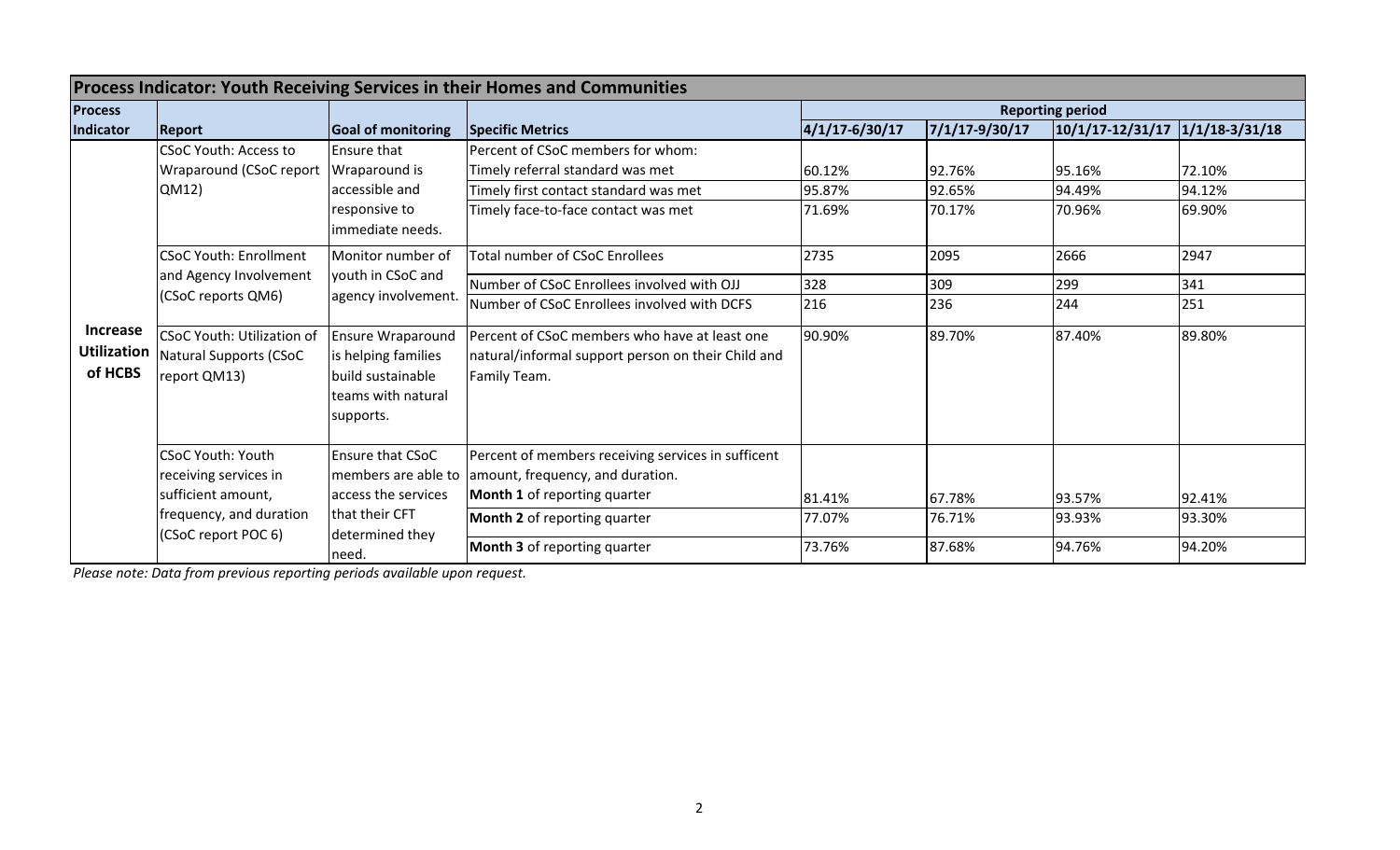| Process Indicator: Youth Receiving Services in their Homes and Communities | | | | | | | |
|---|---|---|---|---|---|---|---|
| **Process Indicator** | **Report** | **Goal of monitoring** | **Specific Metrics** | **Reporting period** | | | |
| | | | | **4/1/17-6/30/17** | **7/1/17-9/30/17** | **10/1/17-12/31/17** | **1/1/18-3/31/18** |
| **Increase Utilization of HCBS** | CSoC Youth: Access to Wraparound (CSoC report QM12) | Ensure that Wraparound is accessible and responsive to immediate needs. | Percent of CSoC members for whom: | | | | |
| | | | Timely referral standard was met | 60.12% | 92.76% | 95.16% | 72.10% |
| | | | Timely first contact standard was met | 95.87% | 92.65% | 94.49% | 94.12% |
| | | | Timely face-to-face contact was met | 71.69% | 70.17% | 70.96% | 69.90% |
| | CSoC Youth: Enrollment and Agency Involvement (CSoC reports QM6) | Monitor number of youth in CSoC and agency involvement. | Total number of CSoC Enrollees | 2735 | 2095 | 2666 | 2947 |
| | | | Number of CSoC Enrollees involved with OJJ | 328 | 309 | 299 | 341 |
| | | | Number of CSoC Enrollees involved with DCFS | 216 | 236 | 244 | 251 |
| | CSoC Youth: Utilization of Natural Supports (CSoC report QM13) | Ensure Wraparound is helping families build sustainable teams with natural supports. | Percent of CSoC members who have at least one natural/informal support person on their Child and Family Team. | 90.90% | 89.70% | 87.40% | 89.80% |
| | CSoC Youth: Youth receiving services in sufficient amount, frequency and duration (CSoC report POC 6) | Ensure that CSoC members are able to access the services that their CFT determined they need. | Percent of members receiving services in sufficent amount, frequency, and duration. | | | | |
| | | | **Month 1** of reporting quarter | 81.41% | 67.78% | 93.57% | 92.41% |
| | | | **Month 2** of reporting quarter | 77.07% | 76.71% | 93.93% | 93.30% |
| | | | **Month 3** of reporting quarter | 73.76% | 87.68% | 94.76% | 94.20% |

*Please note: Data from previous reporting periods available upon request.*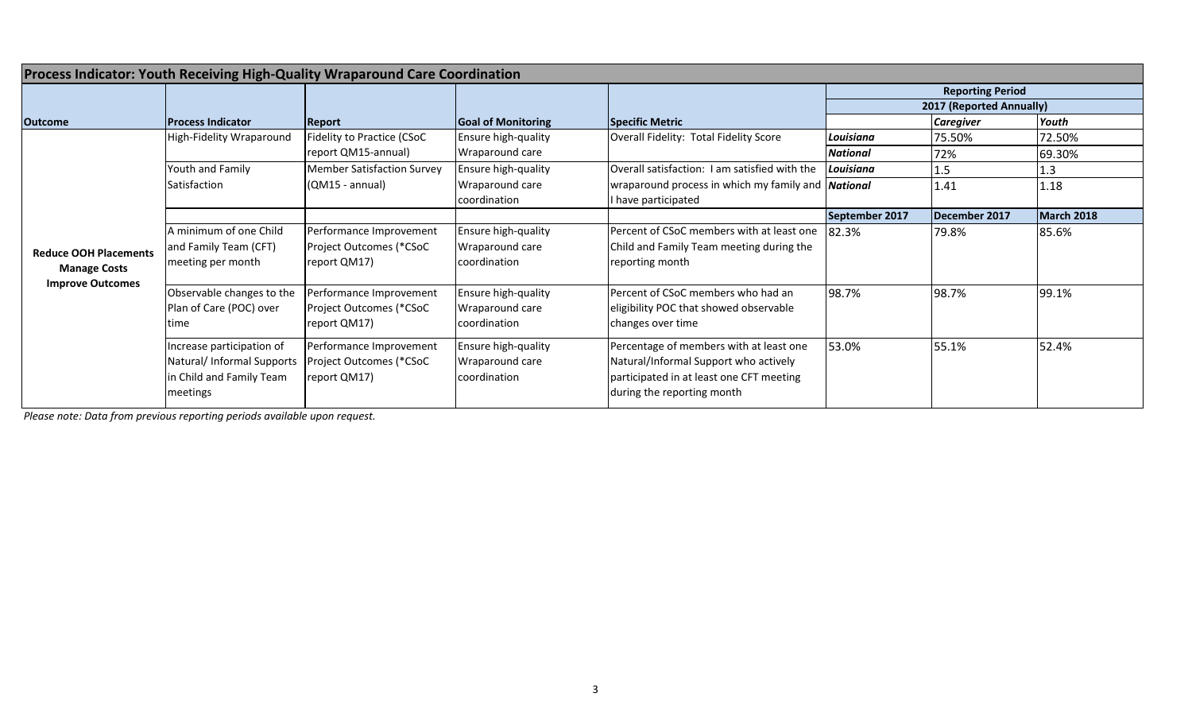## Process Indicator: Youth Receiving High-Quality Wraparound Care Coordination

| Outcome | Process Indicator | Report | Goal of Monitoring | Specific Metric | Reporting Period | | |
|---|---|---|---|---|---|---|---|
| | | | | | 2017 (Reported Annually) | | |
| | | | | | | *Caregiver* | *Youth* |
| **Reduce OOH Placements Manage Costs Improve Outcomes** | High-Fidelity Wraparound | Fidelity to Practice (CSoC report QM15-annual) | Ensure high-quality Wraparound care | Overall Fidelity: Total Fidelity Score | ***Louisiana*** | 75.50% | 72.50% |
| | | | | | ***National*** | 72% | 69.30% |
| | Youth and Family Satisfaction | Member Satisfaction Survey (QM15 - annual) | Ensure high-quality Wraparound care coordination | Overall satisfaction: I am satisfied with the wraparound process in which my family and I have participated | ***Louisiana*** | 1.5 | 1.3 |
| | | | | | ***National*** | 1.41 | 1.18 |
| | | | | | **September 2017** | **December 2017** | **March 2018** |
| | A minimum of one Child and Family Team (CFT) meeting per month | Performance Improvement Project Outcomes (*CSoC report QM17) | Ensure high-quality Wraparound care coordination | Percent of CSoC members with at least one Child and Family Team meeting during the reporting month | 82.3% | 79.8% | 85.6% |
| | Observable changes to the Plan of Care (POC) over time | Performance Improvement Project Outcomes (*CSoC report QM17) | Ensure high-quality Wraparound care coordination | Percent of CSoC members who had an eligibility POC that showed observable changes over time | 98.7% | 98.7% | 99.1% |
| | Increase participation of Natural/ Informal Supports in Child and Family Team meetings | Performance Improvement Project Outcomes (*CSoC report QM17) | Ensure high-quality Wraparound care coordination | Percentage of members with at least one Natural/Informal Support who actively participated in at least one CFT meeting during the reporting month | 53.0% | 55.1% | 52.4% |

*Please note: Data from previous reporting periods available upon request.*